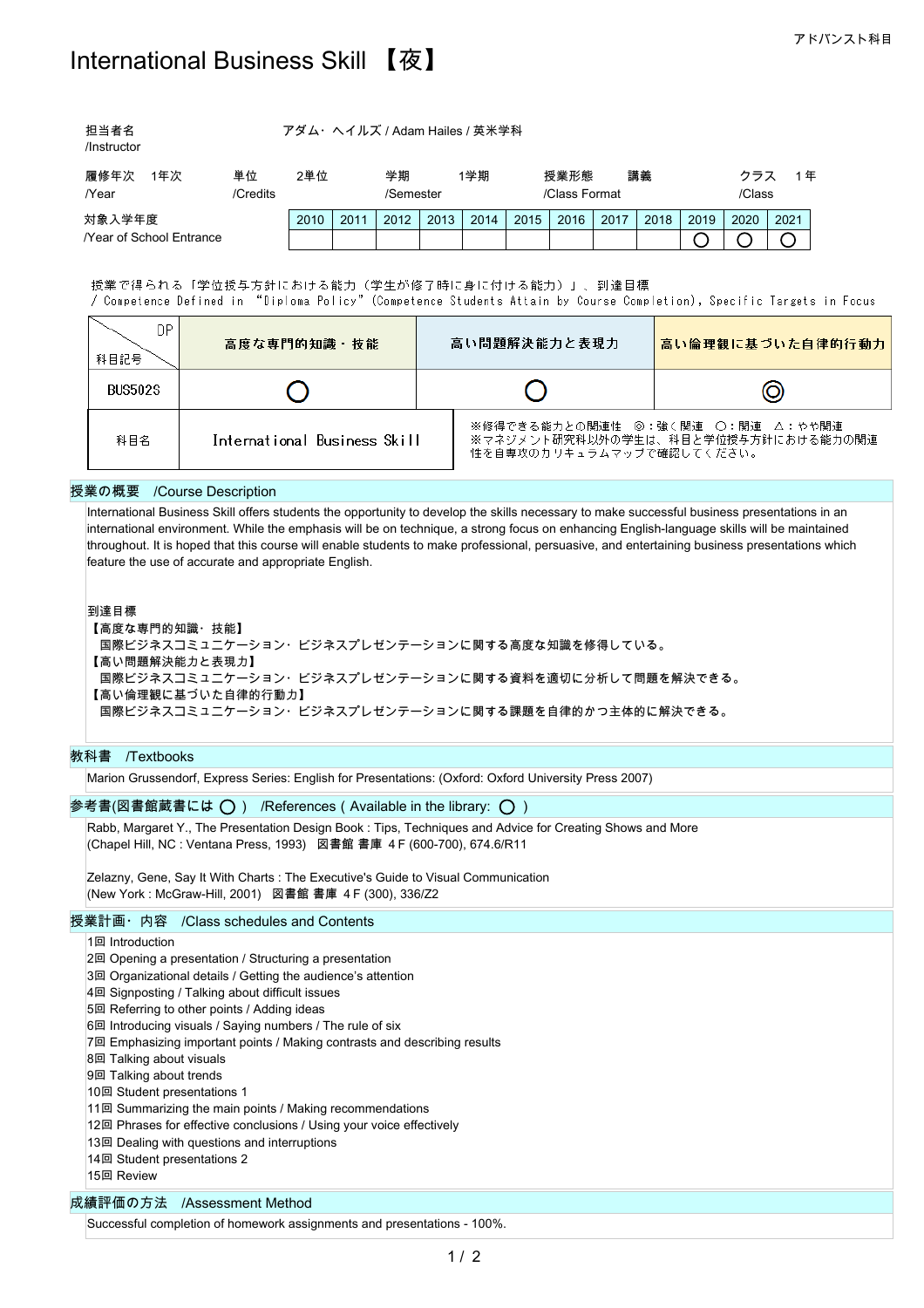アドバンスト科目

# International Business Skill 【夜】

| 担当者名 /Instructor | アダム・ヘイルズ / Adam Hailes / 英米学科 | | | | |
|---|---|---|---|---|---|
| 履修年次 /Year | 1年次 | 単位 /Credits | 2単位 | 学期 /Semester | 1学期 |
| 授業形態 /Class Format | 講義 | クラス /Class | 1年 | | |

対象入学年度 /Year of School Entrance

| 2010 | 2011 | 2012 | 2013 | 2014 | 2015 | 2016 | 2017 | 2018 | 2019 | 2020 | 2021 |
|---|---|---|---|---|---|---|---|---|---|---|---|
| | | | | | | | | | ○ | ○ | ○ |

授業で得られる「学位授与方針における能力（学生が修了時に身に付ける能力）」、到達目標
/ Competence Defined in "Diploma Policy" (Competence Students Attain by Course Completion), Specific Targets in Focus

| DP / 科目記号 | 高度な専門的知識・技能 | 高い問題解決能力と表現力 | 高い倫理観に基づいた自律的行動力 |
|---|---|---|---|
| BUS502S | ○ | ○ | ◎ |
| 科目名 | International Business Skill | | |

※修得できる能力との関連性　◎：強く関連　○：関連　△：やや関連
※マネジメント研究科以外の学生は、科目と学位授与方針における能力の関連性を自専攻のカリキュラムマップで確認してください。

## 授業の概要　/Course Description

International Business Skill offers students the opportunity to develop the skills necessary to make successful business presentations in an international environment. While the emphasis will be on technique, a strong focus on enhancing English-language skills will be maintained throughout. It is hoped that this course will enable students to make professional, persuasive, and entertaining business presentations which feature the use of accurate and appropriate English.

到達目標

【高度な専門的知識・技能】
　国際ビジネスコミュニケーション・ビジネスプレゼンテーションに関する高度な知識を修得している。
【高い問題解決能力と表現力】
　国際ビジネスコミュニケーション・ビジネスプレゼンテーションに関する資料を適切に分析して問題を解決できる。
【高い倫理観に基づいた自律的行動力】
　国際ビジネスコミュニケーション・ビジネスプレゼンテーションに関する課題を自律的かつ主体的に解決できる。

## 教科書　/Textbooks

Marion Grussendorf, Express Series: English for Presentations: (Oxford: Oxford University Press 2007)

## 参考書(図書館蔵書には ○ )　/References ( Available in the library: ○ )

Rabb, Margaret Y., The Presentation Design Book : Tips, Techniques and Advice for Creating Shows and More
(Chapel Hill, NC : Ventana Press, 1993)　図書館 書庫 4 F (600-700), 674.6/R11

Zelazny, Gene, Say It With Charts : The Executive's Guide to Visual Communication
(New York : McGraw-Hill, 2001)　図書館 書庫 4 F (300), 336/Z2

## 授業計画・内容　/Class schedules and Contents

1回 Introduction
2回 Opening a presentation / Structuring a presentation
3回 Organizational details / Getting the audience's attention
4回 Signposting / Talking about difficult issues
5回 Referring to other points / Adding ideas
6回 Introducing visuals / Saying numbers / The rule of six
7回 Emphasizing important points / Making contrasts and describing results
8回 Talking about visuals
9回 Talking about trends
10回 Student presentations 1
11回 Summarizing the main points / Making recommendations
12回 Phrases for effective conclusions / Using your voice effectively
13回 Dealing with questions and interruptions
14回 Student presentations 2
15回 Review

## 成績評価の方法　/Assessment Method

Successful completion of homework assignments and presentations - 100%.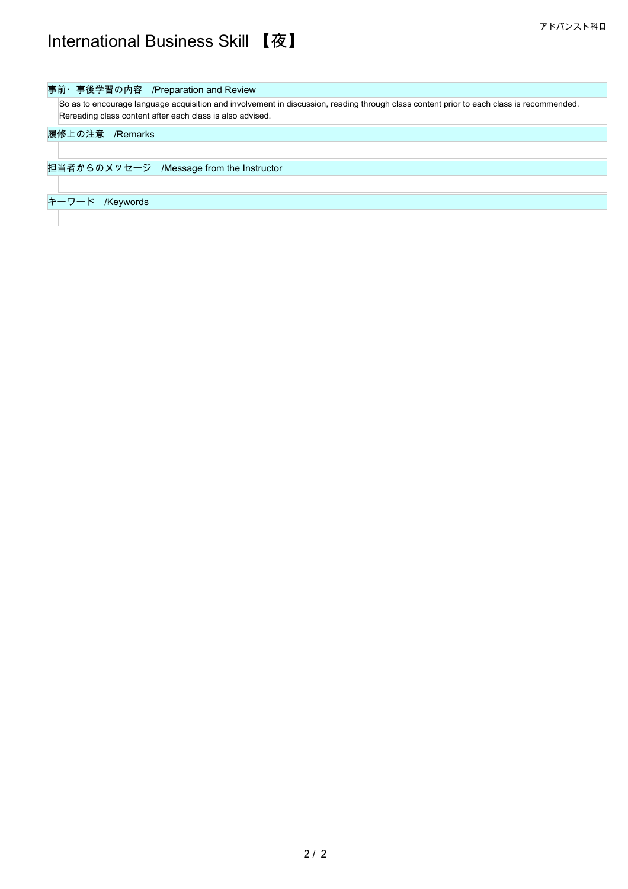# International Business Skill 【夜】

アドバンスト科目

## 事前・事後学習の内容　/Preparation and Review

So as to encourage language acquisition and involvement in discussion, reading through class content prior to each class is recommended. Rereading class content after each class is also advised.

## 履修上の注意　/Remarks

## 担当者からのメッセージ　/Message from the Instructor

## キーワード　/Keywords